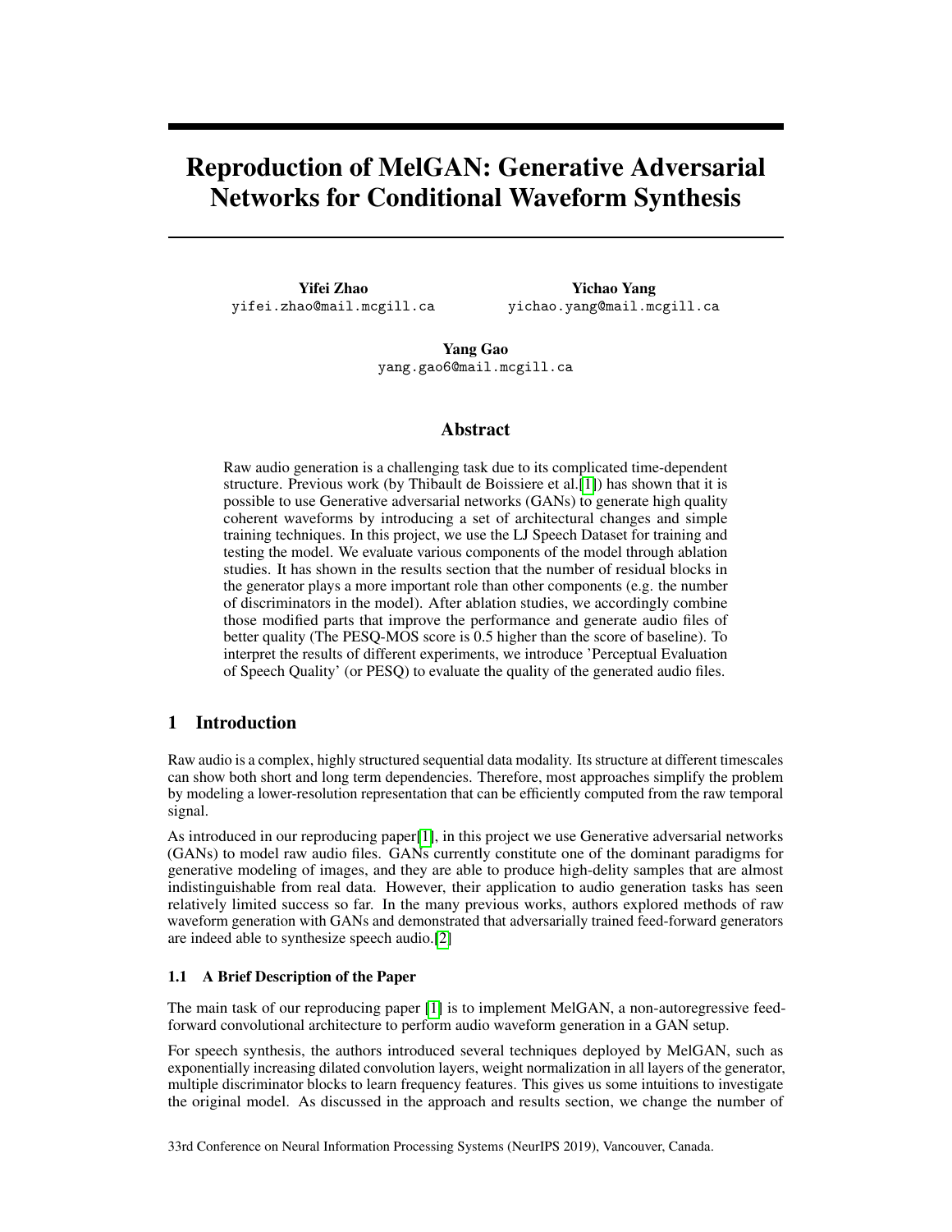# Reproduction of MelGAN: Generative Adversarial Networks for Conditional Waveform Synthesis

**Yifei Zhao**
yifei.zhao@mail.mcgill.ca

**Yichao Yang**
yichao.yang@mail.mcgill.ca

**Yang Gao**
yang.gao6@mail.mcgill.ca

## Abstract

Raw audio generation is a challenging task due to its complicated time-dependent structure. Previous work (by Thibault de Boissiere et al.[1]) has shown that it is possible to use Generative adversarial networks (GANs) to generate high quality coherent waveforms by introducing a set of architectural changes and simple training techniques. In this project, we use the LJ Speech Dataset for training and testing the model. We evaluate various components of the model through ablation studies. It has shown in the results section that the number of residual blocks in the generator plays a more important role than other components (e.g. the number of discriminators in the model). After ablation studies, we accordingly combine those modified parts that improve the performance and generate audio files of better quality (The PESQ-MOS score is 0.5 higher than the score of baseline). To interpret the results of different experiments, we introduce 'Perceptual Evaluation of Speech Quality' (or PESQ) to evaluate the quality of the generated audio files.

## 1 Introduction

Raw audio is a complex, highly structured sequential data modality. Its structure at different timescales can show both short and long term dependencies. Therefore, most approaches simplify the problem by modeling a lower-resolution representation that can be efficiently computed from the raw temporal signal.

As introduced in our reproducing paper[1], in this project we use Generative adversarial networks (GANs) to model raw audio files. GANs currently constitute one of the dominant paradigms for generative modeling of images, and they are able to produce high-delity samples that are almost indistinguishable from real data. However, their application to audio generation tasks has seen relatively limited success so far. In the many previous works, authors explored methods of raw waveform generation with GANs and demonstrated that adversarially trained feed-forward generators are indeed able to synthesize speech audio.[2]

### 1.1 A Brief Description of the Paper

The main task of our reproducing paper [1] is to implement MelGAN, a non-autoregressive feed-forward convolutional architecture to perform audio waveform generation in a GAN setup.

For speech synthesis, the authors introduced several techniques deployed by MelGAN, such as exponentially increasing dilated convolution layers, weight normalization in all layers of the generator, multiple discriminator blocks to learn frequency features. This gives us some intuitions to investigate the original model. As discussed in the approach and results section, we change the number of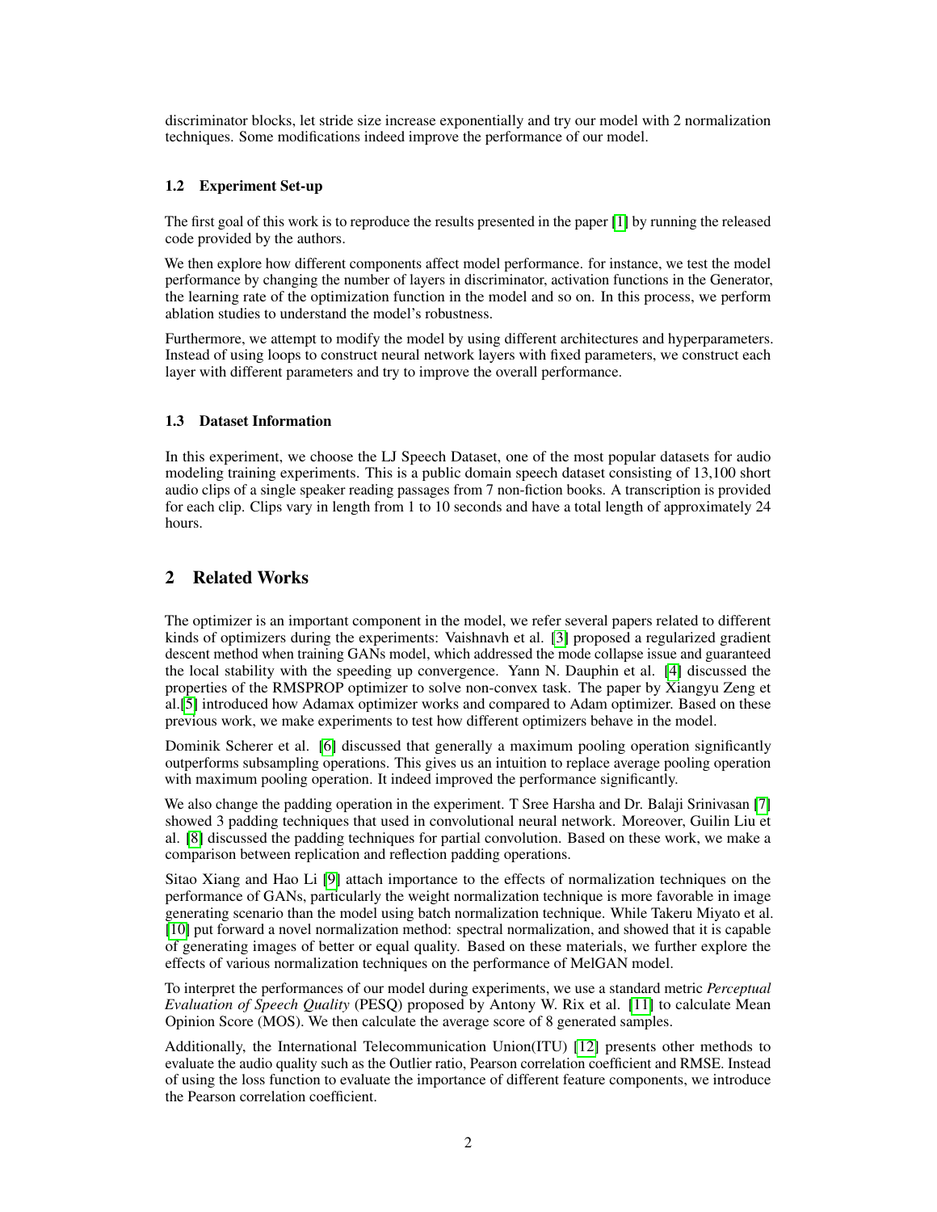discriminator blocks, let stride size increase exponentially and try our model with 2 normalization techniques. Some modifications indeed improve the performance of our model.

### 1.2 Experiment Set-up

The first goal of this work is to reproduce the results presented in the paper [1] by running the released code provided by the authors.

We then explore how different components affect model performance. for instance, we test the model performance by changing the number of layers in discriminator, activation functions in the Generator, the learning rate of the optimization function in the model and so on. In this process, we perform ablation studies to understand the model's robustness.

Furthermore, we attempt to modify the model by using different architectures and hyperparameters. Instead of using loops to construct neural network layers with fixed parameters, we construct each layer with different parameters and try to improve the overall performance.

### 1.3 Dataset Information

In this experiment, we choose the LJ Speech Dataset, one of the most popular datasets for audio modeling training experiments. This is a public domain speech dataset consisting of 13,100 short audio clips of a single speaker reading passages from 7 non-fiction books. A transcription is provided for each clip. Clips vary in length from 1 to 10 seconds and have a total length of approximately 24 hours.

## 2 Related Works

The optimizer is an important component in the model, we refer several papers related to different kinds of optimizers during the experiments: Vaishnavh et al. [3] proposed a regularized gradient descent method when training GANs model, which addressed the mode collapse issue and guaranteed the local stability with the speeding up convergence. Yann N. Dauphin et al. [4] discussed the properties of the RMSPROP optimizer to solve non-convex task. The paper by Xiangyu Zeng et al.[5] introduced how Adamax optimizer works and compared to Adam optimizer. Based on these previous work, we make experiments to test how different optimizers behave in the model.

Dominik Scherer et al. [6] discussed that generally a maximum pooling operation significantly outperforms subsampling operations. This gives us an intuition to replace average pooling operation with maximum pooling operation. It indeed improved the performance significantly.

We also change the padding operation in the experiment. T Sree Harsha and Dr. Balaji Srinivasan [7] showed 3 padding techniques that used in convolutional neural network. Moreover, Guilin Liu et al. [8] discussed the padding techniques for partial convolution. Based on these work, we make a comparison between replication and reflection padding operations.

Sitao Xiang and Hao Li [9] attach importance to the effects of normalization techniques on the performance of GANs, particularly the weight normalization technique is more favorable in image generating scenario than the model using batch normalization technique. While Takeru Miyato et al. [10] put forward a novel normalization method: spectral normalization, and showed that it is capable of generating images of better or equal quality. Based on these materials, we further explore the effects of various normalization techniques on the performance of MelGAN model.

To interpret the performances of our model during experiments, we use a standard metric *Perceptual Evaluation of Speech Quality* (PESQ) proposed by Antony W. Rix et al. [11] to calculate Mean Opinion Score (MOS). We then calculate the average score of 8 generated samples.

Additionally, the International Telecommunication Union(ITU) [12] presents other methods to evaluate the audio quality such as the Outlier ratio, Pearson correlation coefficient and RMSE. Instead of using the loss function to evaluate the importance of different feature components, we introduce the Pearson correlation coefficient.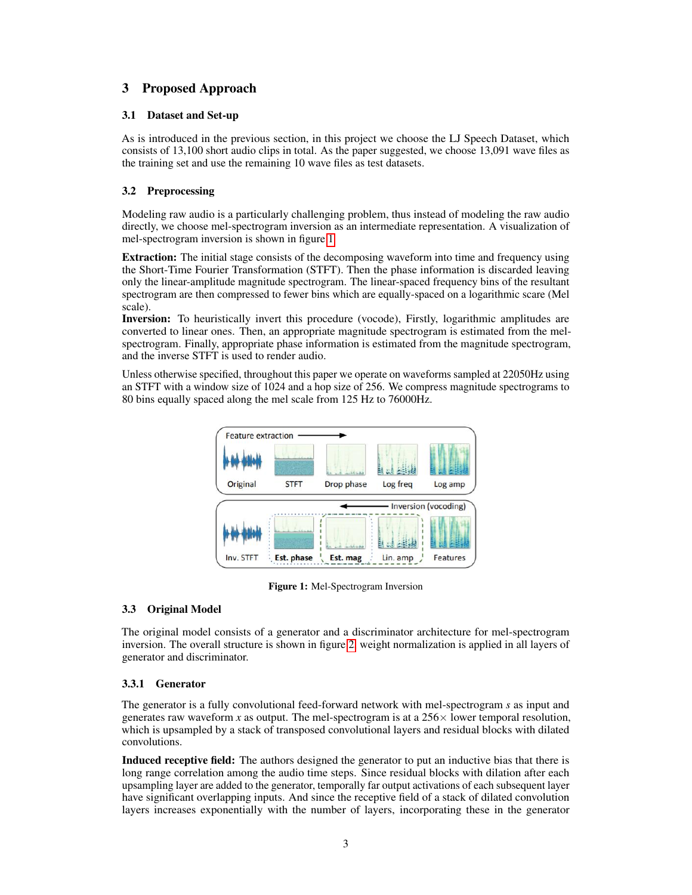## 3 Proposed Approach

### 3.1 Dataset and Set-up

As is introduced in the previous section, in this project we choose the LJ Speech Dataset, which consists of 13,100 short audio clips in total. As the paper suggested, we choose 13,091 wave files as the training set and use the remaining 10 wave files as test datasets.

### 3.2 Preprocessing

Modeling raw audio is a particularly challenging problem, thus instead of modeling the raw audio directly, we choose mel-spectrogram inversion as an intermediate representation. A visualization of mel-spectrogram inversion is shown in figure 1.

**Extraction:** The initial stage consists of the decomposing waveform into time and frequency using the Short-Time Fourier Transformation (STFT). Then the phase information is discarded leaving only the linear-amplitude magnitude spectrogram. The linear-spaced frequency bins of the resultant spectrogram are then compressed to fewer bins which are equally-spaced on a logarithmic scare (Mel scale).

**Inversion:** To heuristically invert this procedure (vocode), Firstly, logarithmic amplitudes are converted to linear ones. Then, an appropriate magnitude spectrogram is estimated from the mel-spectrogram. Finally, appropriate phase information is estimated from the magnitude spectrogram, and the inverse STFT is used to render audio.

Unless otherwise specified, throughout this paper we operate on waveforms sampled at 22050Hz using an STFT with a window size of 1024 and a hop size of 256. We compress magnitude spectrograms to 80 bins equally spaced along the mel scale from 125 Hz to 76000Hz.

**Figure 1:** Mel-Spectrogram Inversion

### 3.3 Original Model

The original model consists of a generator and a discriminator architecture for mel-spectrogram inversion. The overall structure is shown in figure 2, weight normalization is applied in all layers of generator and discriminator.

#### 3.3.1 Generator

The generator is a fully convolutional feed-forward network with mel-spectrogram $s$ as input and generates raw waveform $x$ as output. The mel-spectrogram is at a $256\times$ lower temporal resolution, which is upsampled by a stack of transposed convolutional layers and residual blocks with dilated convolutions.

**Induced receptive field:** The authors designed the generator to put an inductive bias that there is long range correlation among the audio time steps. Since residual blocks with dilation after each upsampling layer are added to the generator, temporally far output activations of each subsequent layer have significant overlapping inputs. And since the receptive field of a stack of dilated convolution layers increases exponentially with the number of layers, incorporating these in the generator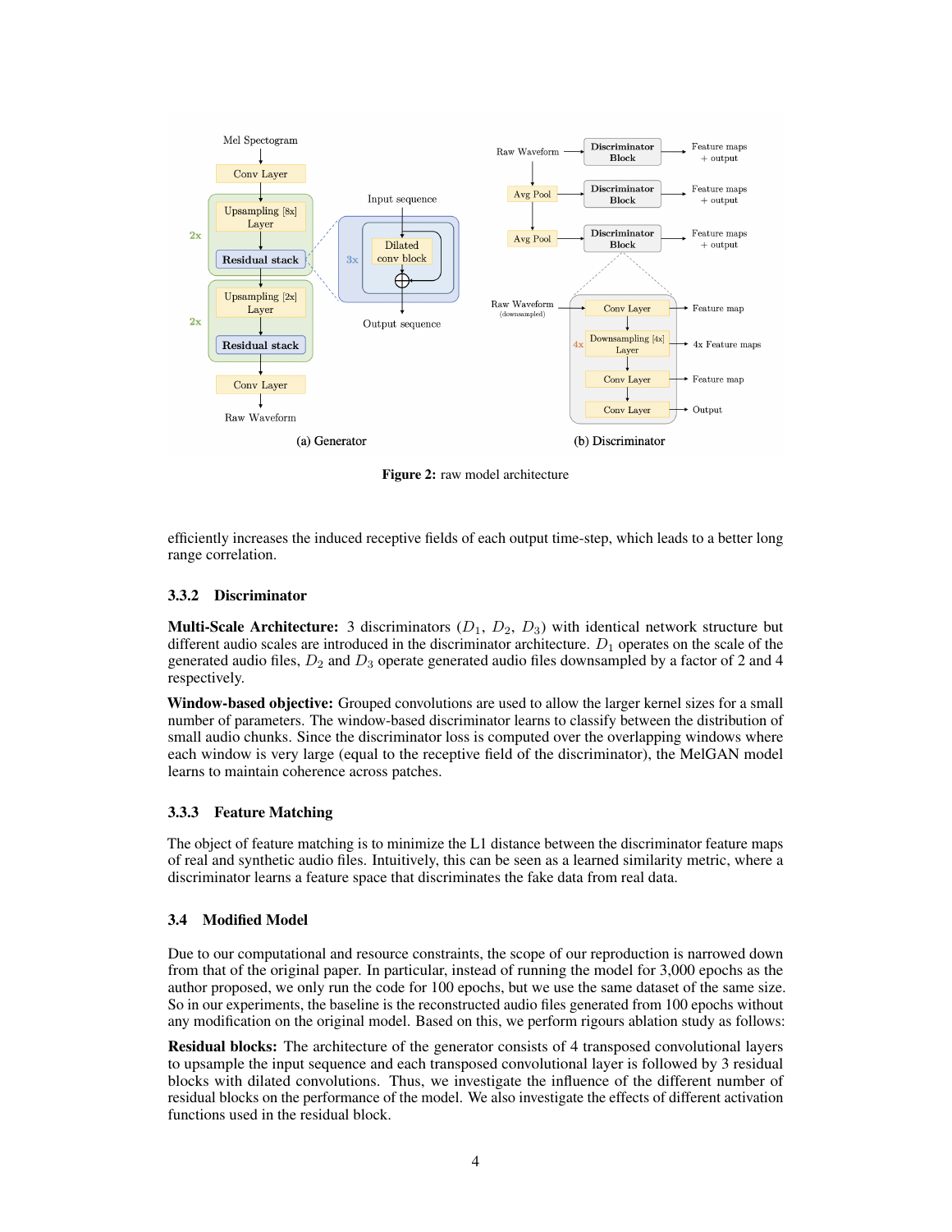Figure 2: raw model architecture

efficiently increases the induced receptive fields of each output time-step, which leads to a better long range correlation.

### 3.3.2 Discriminator

**Multi-Scale Architecture:** 3 discriminators ($D_1$, $D_2$, $D_3$) with identical network structure but different audio scales are introduced in the discriminator architecture. $D_1$ operates on the scale of the generated audio files, $D_2$ and $D_3$ operate generated audio files downsampled by a factor of 2 and 4 respectively.

**Window-based objective:** Grouped convolutions are used to allow the larger kernel sizes for a small number of parameters. The window-based discriminator learns to classify between the distribution of small audio chunks. Since the discriminator loss is computed over the overlapping windows where each window is very large (equal to the receptive field of the discriminator), the MelGAN model learns to maintain coherence across patches.

### 3.3.3 Feature Matching

The object of feature matching is to minimize the L1 distance between the discriminator feature maps of real and synthetic audio files. Intuitively, this can be seen as a learned similarity metric, where a discriminator learns a feature space that discriminates the fake data from real data.

## 3.4 Modified Model

Due to our computational and resource constraints, the scope of our reproduction is narrowed down from that of the original paper. In particular, instead of running the model for 3,000 epochs as the author proposed, we only run the code for 100 epochs, but we use the same dataset of the same size. So in our experiments, the baseline is the reconstructed audio files generated from 100 epochs without any modification on the original model. Based on this, we perform rigours ablation study as follows:

**Residual blocks:** The architecture of the generator consists of 4 transposed convolutional layers to upsample the input sequence and each transposed convolutional layer is followed by 3 residual blocks with dilated convolutions. Thus, we investigate the influence of the different number of residual blocks on the performance of the model. We also investigate the effects of different activation functions used in the residual block.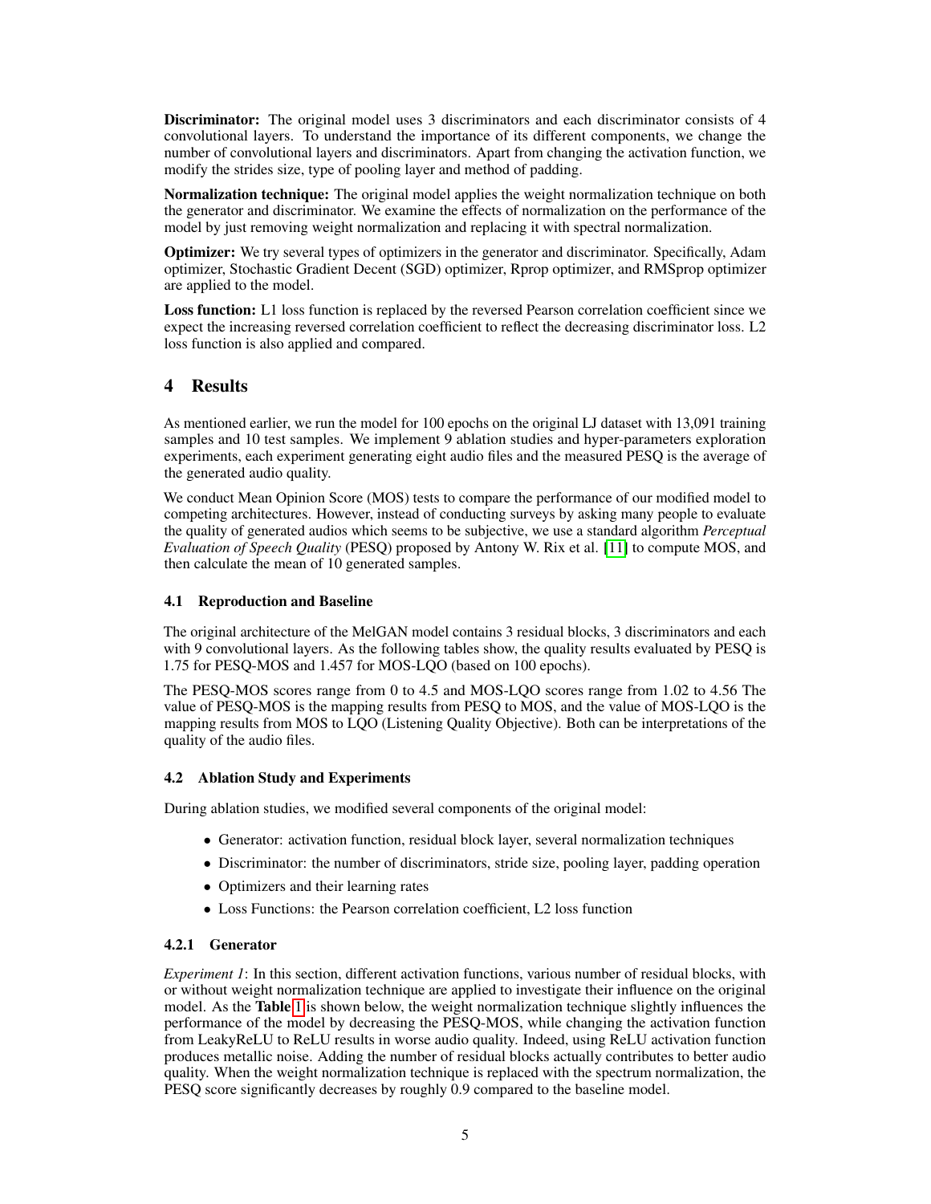**Discriminator:** The original model uses 3 discriminators and each discriminator consists of 4 convolutional layers. To understand the importance of its different components, we change the number of convolutional layers and discriminators. Apart from changing the activation function, we modify the strides size, type of pooling layer and method of padding.

**Normalization technique:** The original model applies the weight normalization technique on both the generator and discriminator. We examine the effects of normalization on the performance of the model by just removing weight normalization and replacing it with spectral normalization.

**Optimizer:** We try several types of optimizers in the generator and discriminator. Specifically, Adam optimizer, Stochastic Gradient Decent (SGD) optimizer, Rprop optimizer, and RMSprop optimizer are applied to the model.

**Loss function:** L1 loss function is replaced by the reversed Pearson correlation coefficient since we expect the increasing reversed correlation coefficient to reflect the decreasing discriminator loss. L2 loss function is also applied and compared.

## 4 Results

As mentioned earlier, we run the model for 100 epochs on the original LJ dataset with 13,091 training samples and 10 test samples. We implement 9 ablation studies and hyper-parameters exploration experiments, each experiment generating eight audio files and the measured PESQ is the average of the generated audio quality.

We conduct Mean Opinion Score (MOS) tests to compare the performance of our modified model to competing architectures. However, instead of conducting surveys by asking many people to evaluate the quality of generated audios which seems to be subjective, we use a standard algorithm *Perceptual Evaluation of Speech Quality* (PESQ) proposed by Antony W. Rix et al. [11] to compute MOS, and then calculate the mean of 10 generated samples.

### 4.1 Reproduction and Baseline

The original architecture of the MelGAN model contains 3 residual blocks, 3 discriminators and each with 9 convolutional layers. As the following tables show, the quality results evaluated by PESQ is 1.75 for PESQ-MOS and 1.457 for MOS-LQO (based on 100 epochs).

The PESQ-MOS scores range from 0 to 4.5 and MOS-LQO scores range from 1.02 to 4.56 The value of PESQ-MOS is the mapping results from PESQ to MOS, and the value of MOS-LQO is the mapping results from MOS to LQO (Listening Quality Objective). Both can be interpretations of the quality of the audio files.

### 4.2 Ablation Study and Experiments

During ablation studies, we modified several components of the original model:

- Generator: activation function, residual block layer, several normalization techniques
- Discriminator: the number of discriminators, stride size, pooling layer, padding operation
- Optimizers and their learning rates
- Loss Functions: the Pearson correlation coefficient, L2 loss function

#### 4.2.1 Generator

*Experiment 1*: In this section, different activation functions, various number of residual blocks, with or without weight normalization technique are applied to investigate their influence on the original model. As the **Table 1** is shown below, the weight normalization technique slightly influences the performance of the model by decreasing the PESQ-MOS, while changing the activation function from LeakyReLU to ReLU results in worse audio quality. Indeed, using ReLU activation function produces metallic noise. Adding the number of residual blocks actually contributes to better audio quality. When the weight normalization technique is replaced with the spectrum normalization, the PESQ score significantly decreases by roughly 0.9 compared to the baseline model.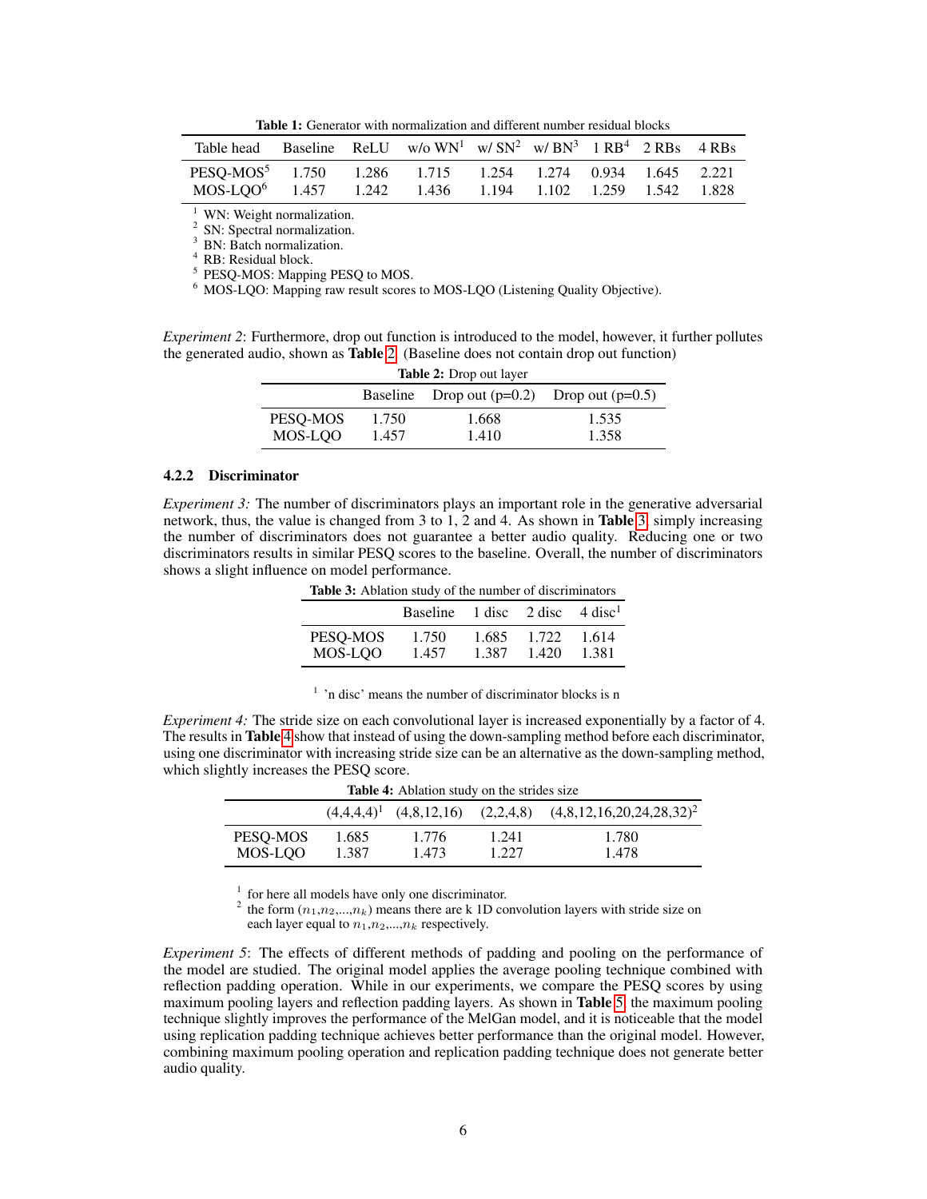**Table 1:** Generator with normalization and different number residual blocks

| Table head | Baseline | ReLU | w/o WN[1] | w/ SN[2] | w/ BN[3] | 1 RB[4] | 2 RBs | 4 RBs |
|---|---|---|---|---|---|---|---|---|
| PESQ-MOS[5] | 1.750 | 1.286 | 1.715 | 1.254 | 1.274 | 0.934 | 1.645 | 2.221 |
| MOS-LQO[6] | 1.457 | 1.242 | 1.436 | 1.194 | 1.102 | 1.259 | 1.542 | 1.828 |

[1] WN: Weight normalization.
[2] SN: Spectral normalization.
[3] BN: Batch normalization.
[4] RB: Residual block.
[5] PESQ-MOS: Mapping PESQ to MOS.
[6] MOS-LQO: Mapping raw result scores to MOS-LQO (Listening Quality Objective).

*Experiment 2*: Furthermore, drop out function is introduced to the model, however, it further pollutes the generated audio, shown as **Table 2**. (Baseline does not contain drop out function)

**Table 2:** Drop out layer

| | Baseline | Drop out (p=0.2) | Drop out (p=0.5) |
|---|---|---|---|
| PESQ-MOS | 1.750 | 1.668 | 1.535 |
| MOS-LQO | 1.457 | 1.410 | 1.358 |

#### 4.2.2 Discriminator

*Experiment 3:* The number of discriminators plays an important role in the generative adversarial network, thus, the value is changed from 3 to 1, 2 and 4. As shown in **Table 3**, simply increasing the number of discriminators does not guarantee a better audio quality. Reducing one or two discriminators results in similar PESQ scores to the baseline. Overall, the number of discriminators shows a slight influence on model performance.

**Table 3:** Ablation study of the number of discriminators

| | Baseline | 1 disc | 2 disc | 4 disc[1] |
|---|---|---|---|---|
| PESQ-MOS | 1.750 | 1.685 | 1.722 | 1.614 |
| MOS-LQO | 1.457 | 1.387 | 1.420 | 1.381 |

[1] 'n disc' means the number of discriminator blocks is n

*Experiment 4:* The stride size on each convolutional layer is increased exponentially by a factor of 4. The results in **Table 4** show that instead of using the down-sampling method before each discriminator, using one discriminator with increasing stride size can be an alternative as the down-sampling method, which slightly increases the PESQ score.

**Table 4:** Ablation study on the strides size

| | (4,4,4,4)[1] | (4,8,12,16) | (2,2,4,8) | (4,8,12,16,20,24,28,32)[2] |
|---|---|---|---|---|
| PESQ-MOS | 1.685 | 1.776 | 1.241 | 1.780 |
| MOS-LQO | 1.387 | 1.473 | 1.227 | 1.478 |

[1] for here all models have only one discriminator.
[2] the form ($n_1$,$n_2$,...,$n_k$) means there are k 1D convolution layers with stride size on each layer equal to $n_1$,$n_2$,...,$n_k$ respectively.

*Experiment 5*: The effects of different methods of padding and pooling on the performance of the model are studied. The original model applies the average pooling technique combined with reflection padding operation. While in our experiments, we compare the PESQ scores by using maximum pooling layers and reflection padding layers. As shown in **Table 5**, the maximum pooling technique slightly improves the performance of the MelGan model, and it is noticeable that the model using replication padding technique achieves better performance than the original model. However, combining maximum pooling operation and replication padding technique does not generate better audio quality.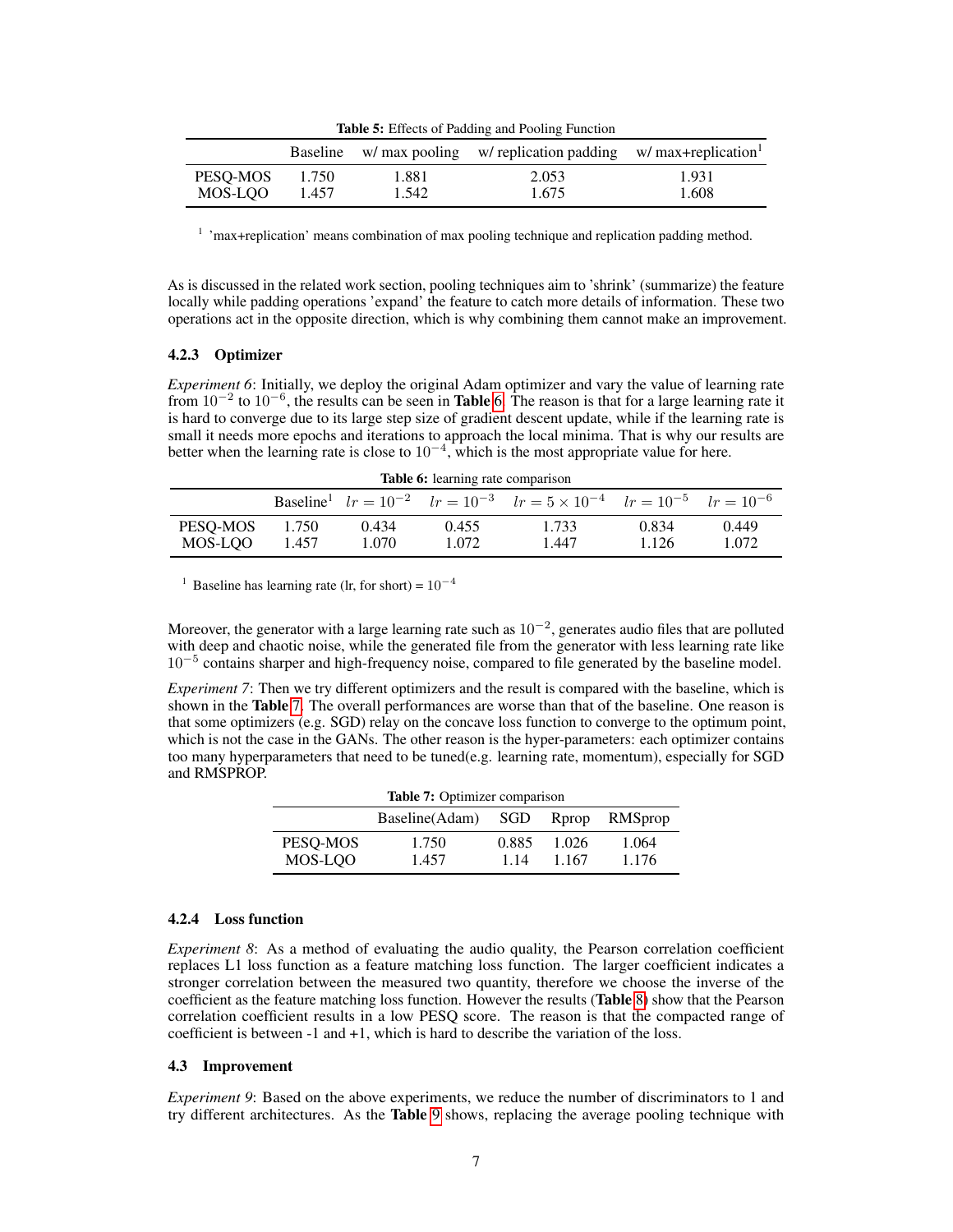**Table 5:** Effects of Padding and Pooling Function

| | Baseline | w/ max pooling | w/ replication padding | w/ max+replication[1] |
|---|---|---|---|---|
| PESQ-MOS | 1.750 | 1.881 | 2.053 | 1.931 |
| MOS-LQO | 1.457 | 1.542 | 1.675 | 1.608 |

[1] 'max+replication' means combination of max pooling technique and replication padding method.

As is discussed in the related work section, pooling techniques aim to 'shrink' (summarize) the feature locally while padding operations 'expand' the feature to catch more details of information. These two operations act in the opposite direction, which is why combining them cannot make an improvement.

#### 4.2.3 Optimizer

*Experiment 6*: Initially, we deploy the original Adam optimizer and vary the value of learning rate from $10^{-2}$ to $10^{-6}$, the results can be seen in **Table 6**. The reason is that for a large learning rate it is hard to converge due to its large step size of gradient descent update, while if the learning rate is small it needs more epochs and iterations to approach the local minima. That is why our results are better when the learning rate is close to $10^{-4}$, which is the most appropriate value for here.

**Table 6:** learning rate comparison

| | Baseline[1] | $lr = 10^{-2}$ | $lr = 10^{-3}$ | $lr = 5 \times 10^{-4}$ | $lr = 10^{-5}$ | $lr = 10^{-6}$ |
|---|---|---|---|---|---|---|
| PESQ-MOS | 1.750 | 0.434 | 0.455 | 1.733 | 0.834 | 0.449 |
| MOS-LQO | 1.457 | 1.070 | 1.072 | 1.447 | 1.126 | 1.072 |

[1] Baseline has learning rate (lr, for short) = $10^{-4}$

Moreover, the generator with a large learning rate such as $10^{-2}$, generates audio files that are polluted with deep and chaotic noise, while the generated file from the generator with less learning rate like $10^{-5}$ contains sharper and high-frequency noise, compared to file generated by the baseline model.

*Experiment 7*: Then we try different optimizers and the result is compared with the baseline, which is shown in the **Table 7**. The overall performances are worse than that of the baseline. One reason is that some optimizers (e.g. SGD) relay on the concave loss function to converge to the optimum point, which is not the case in the GANs. The other reason is the hyper-parameters: each optimizer contains too many hyperparameters that need to be tuned(e.g. learning rate, momentum), especially for SGD and RMSPROP.

**Table 7:** Optimizer comparison

| | Baseline(Adam) | SGD | Rprop | RMSprop |
|---|---|---|---|---|
| PESQ-MOS | 1.750 | 0.885 | 1.026 | 1.064 |
| MOS-LQO | 1.457 | 1.14 | 1.167 | 1.176 |

#### 4.2.4 Loss function

*Experiment 8*: As a method of evaluating the audio quality, the Pearson correlation coefficient replaces L1 loss function as a feature matching loss function. The larger coefficient indicates a stronger correlation between the measured two quantity, therefore we choose the inverse of the coefficient as the feature matching loss function. However the results (**Table 8**) show that the Pearson correlation coefficient results in a low PESQ score. The reason is that the compacted range of coefficient is between -1 and +1, which is hard to describe the variation of the loss.

### 4.3 Improvement

*Experiment 9*: Based on the above experiments, we reduce the number of discriminators to 1 and try different architectures. As the **Table 9** shows, replacing the average pooling technique with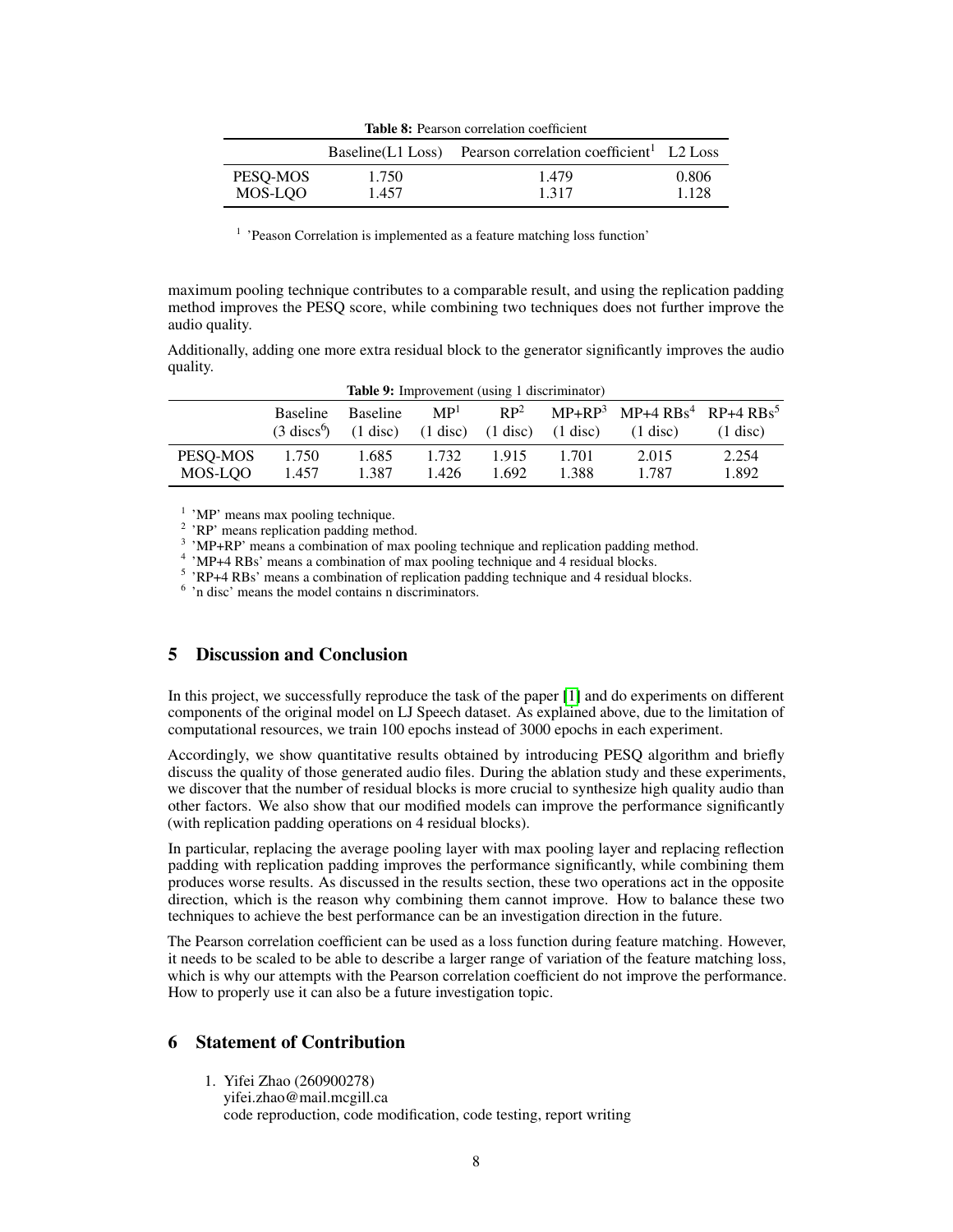**Table 8:** Pearson correlation coefficient

| | Baseline(L1 Loss) | Pearson correlation coefficient[1] | L2 Loss |
|---|---|---|---|
| PESQ-MOS | 1.750 | 1.479 | 0.806 |
| MOS-LQO | 1.457 | 1.317 | 1.128 |

[1] 'Peason Correlation is implemented as a feature matching loss function'

maximum pooling technique contributes to a comparable result, and using the replication padding method improves the PESQ score, while combining two techniques does not further improve the audio quality.

Additionally, adding one more extra residual block to the generator significantly improves the audio quality.

**Table 9:** Improvement (using 1 discriminator)

| | Baseline (3 discs[6]) | Baseline (1 disc) | MP[1] (1 disc) | RP[2] (1 disc) | MP+RP[3] (1 disc) | MP+4 RBs[4] (1 disc) | RP+4 RBs[5] (1 disc) |
|---|---|---|---|---|---|---|---|
| PESQ-MOS | 1.750 | 1.685 | 1.732 | 1.915 | 1.701 | 2.015 | 2.254 |
| MOS-LQO | 1.457 | 1.387 | 1.426 | 1.692 | 1.388 | 1.787 | 1.892 |

[1] 'MP' means max pooling technique.
[2] 'RP' means replication padding method.
[3] 'MP+RP' means a combination of max pooling technique and replication padding method.
[4] 'MP+4 RBs' means a combination of max pooling technique and 4 residual blocks.
[5] 'RP+4 RBs' means a combination of replication padding technique and 4 residual blocks.
[6] 'n disc' means the model contains n discriminators.

## 5 Discussion and Conclusion

In this project, we successfully reproduce the task of the paper [1] and do experiments on different components of the original model on LJ Speech dataset. As explained above, due to the limitation of computational resources, we train 100 epochs instead of 3000 epochs in each experiment.

Accordingly, we show quantitative results obtained by introducing PESQ algorithm and briefly discuss the quality of those generated audio files. During the ablation study and these experiments, we discover that the number of residual blocks is more crucial to synthesize high quality audio than other factors. We also show that our modified models can improve the performance significantly (with replication padding operations on 4 residual blocks).

In particular, replacing the average pooling layer with max pooling layer and replacing reflection padding with replication padding improves the performance significantly, while combining them produces worse results. As discussed in the results section, these two operations act in the opposite direction, which is the reason why combining them cannot improve. How to balance these two techniques to achieve the best performance can be an investigation direction in the future.

The Pearson correlation coefficient can be used as a loss function during feature matching. However, it needs to be scaled to be able to describe a larger range of variation of the feature matching loss, which is why our attempts with the Pearson correlation coefficient do not improve the performance. How to properly use it can also be a future investigation topic.

## 6 Statement of Contribution

1. Yifei Zhao (260900278)
   yifei.zhao@mail.mcgill.ca
   code reproduction, code modification, code testing, report writing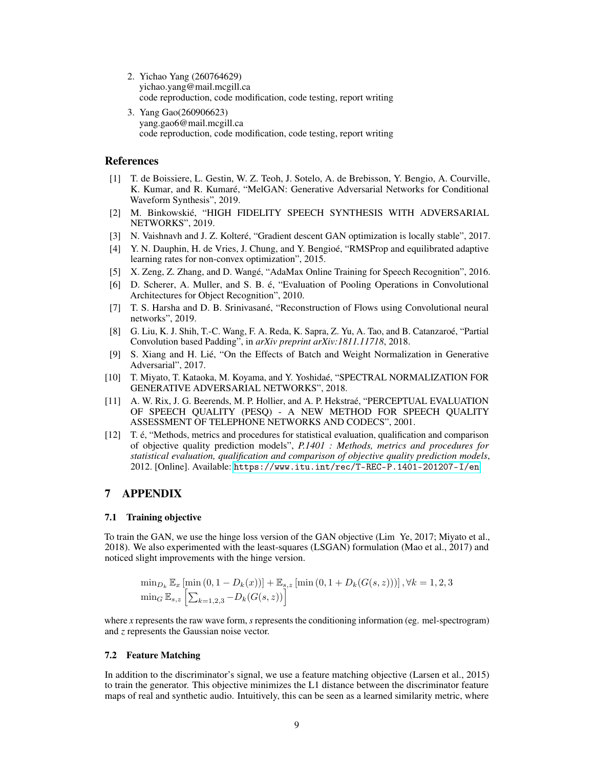2. Yichao Yang (260764629)
   yichao.yang@mail.mcgill.ca
   code reproduction, code modification, code testing, report writing
3. Yang Gao(260906623)
   yang.gao6@mail.mcgill.ca
   code reproduction, code modification, code testing, report writing

## References

[1] T. de Boissiere, L. Gestin, W. Z. Teoh, J. Sotelo, A. de Brebisson, Y. Bengio, A. Courville, K. Kumar, and R. Kumaré, "MelGAN: Generative Adversarial Networks for Conditional Waveform Synthesis", 2019.

[2] M. Binkowskié, "HIGH FIDELITY SPEECH SYNTHESIS WITH ADVERSARIAL NETWORKS", 2019.

[3] N. Vaishnavh and J. Z. Kolteré, "Gradient descent GAN optimization is locally stable", 2017.

[4] Y. N. Dauphin, H. de Vries, J. Chung, and Y. Bengioé, "RMSProp and equilibrated adaptive learning rates for non-convex optimization", 2015.

[5] X. Zeng, Z. Zhang, and D. Wangé, "AdaMax Online Training for Speech Recognition", 2016.

[6] D. Scherer, A. Muller, and S. B. é, "Evaluation of Pooling Operations in Convolutional Architectures for Object Recognition", 2010.

[7] T. S. Harsha and D. B. Srinivasané, "Reconstruction of Flows using Convolutional neural networks", 2019.

[8] G. Liu, K. J. Shih, T.-C. Wang, F. A. Reda, K. Sapra, Z. Yu, A. Tao, and B. Catanzaroé, "Partial Convolution based Padding", in *arXiv preprint arXiv:1811.11718*, 2018.

[9] S. Xiang and H. Lié, "On the Effects of Batch and Weight Normalization in Generative Adversarial", 2017.

[10] T. Miyato, T. Kataoka, M. Koyama, and Y. Yoshidaé, "SPECTRAL NORMALIZATION FOR GENERATIVE ADVERSARIAL NETWORKS", 2018.

[11] A. W. Rix, J. G. Beerends, M. P. Hollier, and A. P. Hekstraé, "PERCEPTUAL EVALUATION OF SPEECH QUALITY (PESQ) - A NEW METHOD FOR SPEECH QUALITY ASSESSMENT OF TELEPHONE NETWORKS AND CODECS", 2001.

[12] T. é, "Methods, metrics and procedures for statistical evaluation, qualification and comparison of objective quality prediction models", *P.1401 : Methods, metrics and procedures for statistical evaluation, qualification and comparison of objective quality prediction models*, 2012. [Online]. Available: https://www.itu.int/rec/T-REC-P.1401-201207-I/en

# 7 APPENDIX

### 7.1 Training objective

To train the GAN, we use the hinge loss version of the GAN objective (Lim Ye, 2017; Miyato et al., 2018). We also experimented with the least-squares (LSGAN) formulation (Mao et al., 2017) and noticed slight improvements with the hinge version.

$$\min_{D_k} \mathbb{E}_x \left[\min(0, 1 - D_k(x))\right] + \mathbb{E}_{s,z} \left[\min(0, 1 + D_k(G(s, z)))\right], \forall k = 1, 2, 3$$
$$\min_G \mathbb{E}_{s,z} \left[\sum_{k=1,2,3} -D_k(G(s, z))\right]$$

where *x* represents the raw wave form, *s* represents the conditioning information (eg. mel-spectrogram) and *z* represents the Gaussian noise vector.

### 7.2 Feature Matching

In addition to the discriminator's signal, we use a feature matching objective (Larsen et al., 2015) to train the generator. This objective minimizes the L1 distance between the discriminator feature maps of real and synthetic audio. Intuitively, this can be seen as a learned similarity metric, where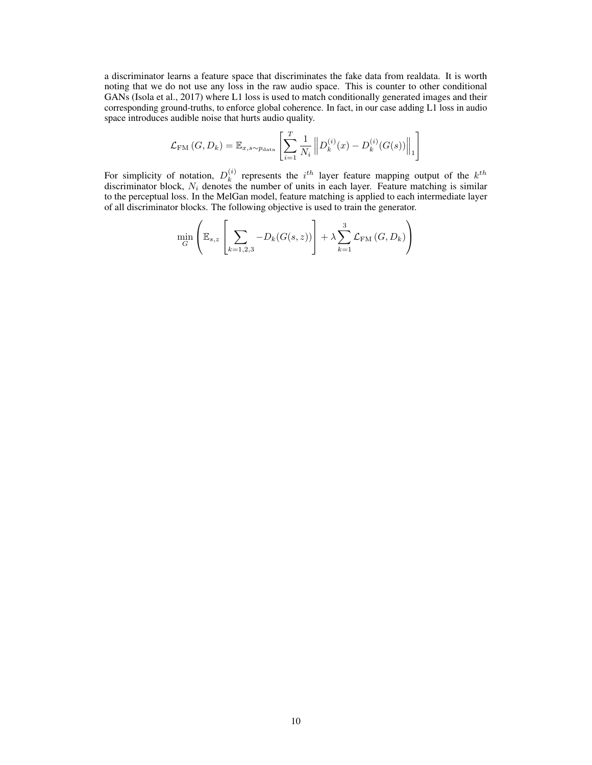a discriminator learns a feature space that discriminates the fake data from realdata. It is worth noting that we do not use any loss in the raw audio space. This is counter to other conditional GANs (Isola et al., 2017) where L1 loss is used to match conditionally generated images and their corresponding ground-truths, to enforce global coherence. In fact, in our case adding L1 loss in audio space introduces audible noise that hurts audio quality.

$$\mathcal{L}_{\mathrm{FM}}\left(G, D_k\right)=\mathbb{E}_{x, s \sim p_{\text {data }}}\left[\sum_{i=1}^T \frac{1}{N_i}\left\|D_k^{(i)}(x)-D_k^{(i)}(G(s))\right\|_1\right]$$

For simplicity of notation, $D_k^{(i)}$ represents the $i^{th}$ layer feature mapping output of the $k^{th}$ discriminator block, $N_i$ denotes the number of units in each layer. Feature matching is similar to the perceptual loss. In the MelGan model, feature matching is applied to each intermediate layer of all discriminator blocks. The following objective is used to train the generator.

$$\min_G\left(\mathbb{E}_{s, z}\left[\sum_{k=1,2,3}-D_k(G(s, z))\right]+\lambda \sum_{k=1}^3 \mathcal{L}_{\mathrm{FM}}\left(G, D_k\right)\right)$$